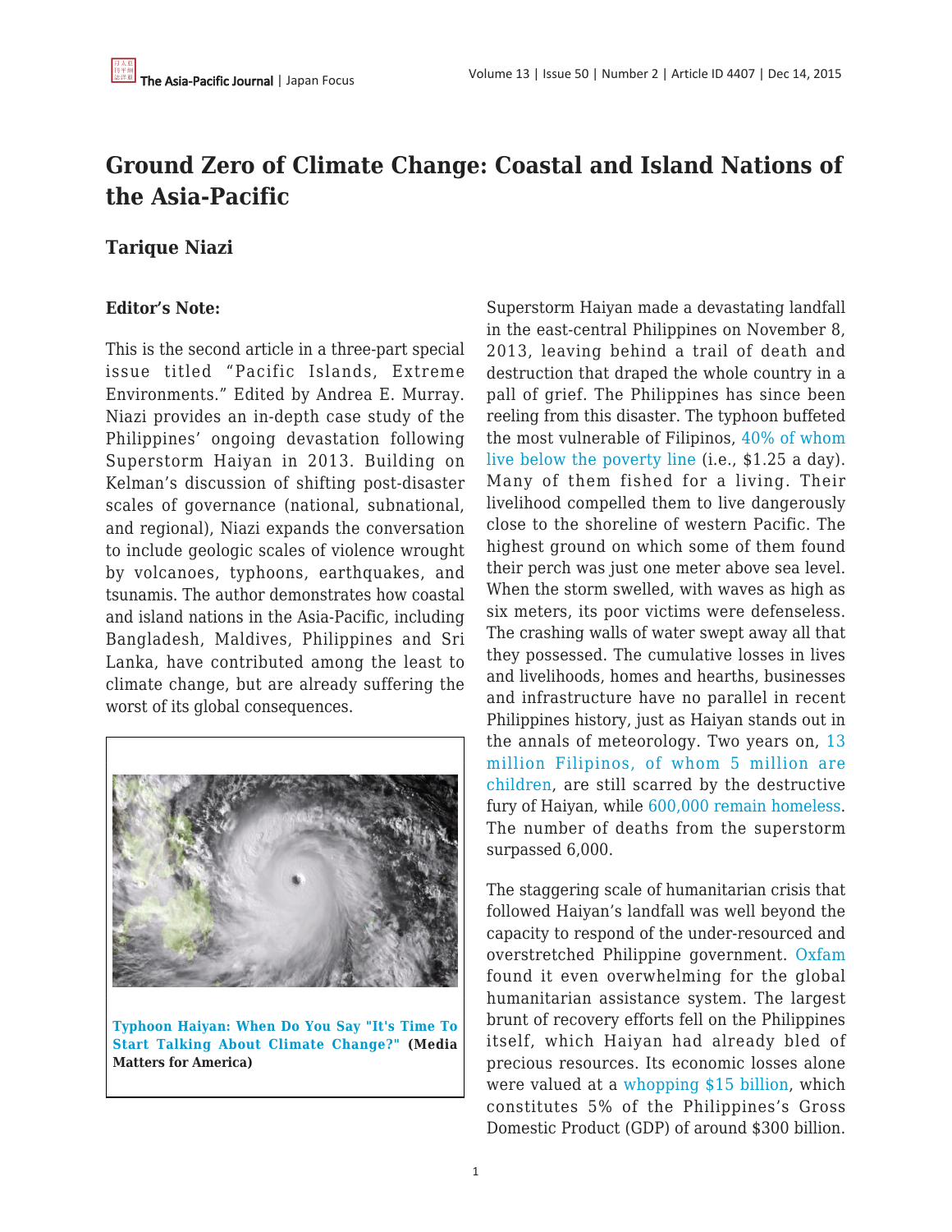# Ground Zero of Climate Change: Coastal and Island Nations of the Asia-Pacific

## Tarique Niazi

**Editor's Note:**

This is the second article in a three-part special issue titled "Pacific Islands, Extreme Environments." Edited by Andrea E. Murray. Niazi provides an in-depth case study of the Philippines' ongoing devastation following Superstorm Haiyan in 2013. Building on Kelman's discussion of shifting post-disaster scales of governance (national, subnational, and regional), Niazi expands the conversation to include geologic scales of violence wrought by volcanoes, typhoons, earthquakes, and tsunamis. The author demonstrates how coastal and island nations in the Asia-Pacific, including Bangladesh, Maldives, Philippines and Sri Lanka, have contributed among the least to climate change, but are already suffering the worst of its global consequences.

**Typhoon Haiyan: When Do You Say "It's Time To Start Talking About Climate Change?" (Media Matters for America)**

Superstorm Haiyan made a devastating landfall in the east-central Philippines on November 8, 2013, leaving behind a trail of death and destruction that draped the whole country in a pall of grief. The Philippines has since been reeling from this disaster. The typhoon buffeted the most vulnerable of Filipinos, 40% of whom live below the poverty line (i.e., $1.25 a day). Many of them fished for a living. Their livelihood compelled them to live dangerously close to the shoreline of western Pacific. The highest ground on which some of them found their perch was just one meter above sea level. When the storm swelled, with waves as high as six meters, its poor victims were defenseless. The crashing walls of water swept away all that they possessed. The cumulative losses in lives and livelihoods, homes and hearths, businesses and infrastructure have no parallel in recent Philippines history, just as Haiyan stands out in the annals of meteorology. Two years on, 13 million Filipinos, of whom 5 million are children, are still scarred by the destructive fury of Haiyan, while 600,000 remain homeless. The number of deaths from the superstorm surpassed 6,000.

The staggering scale of humanitarian crisis that followed Haiyan's landfall was well beyond the capacity to respond of the under-resourced and overstretched Philippine government. Oxfam found it even overwhelming for the global humanitarian assistance system. The largest brunt of recovery efforts fell on the Philippines itself, which Haiyan had already bled of precious resources. Its economic losses alone were valued at a whopping $15 billion, which constitutes 5% of the Philippines's Gross Domestic Product (GDP) of around $300 billion.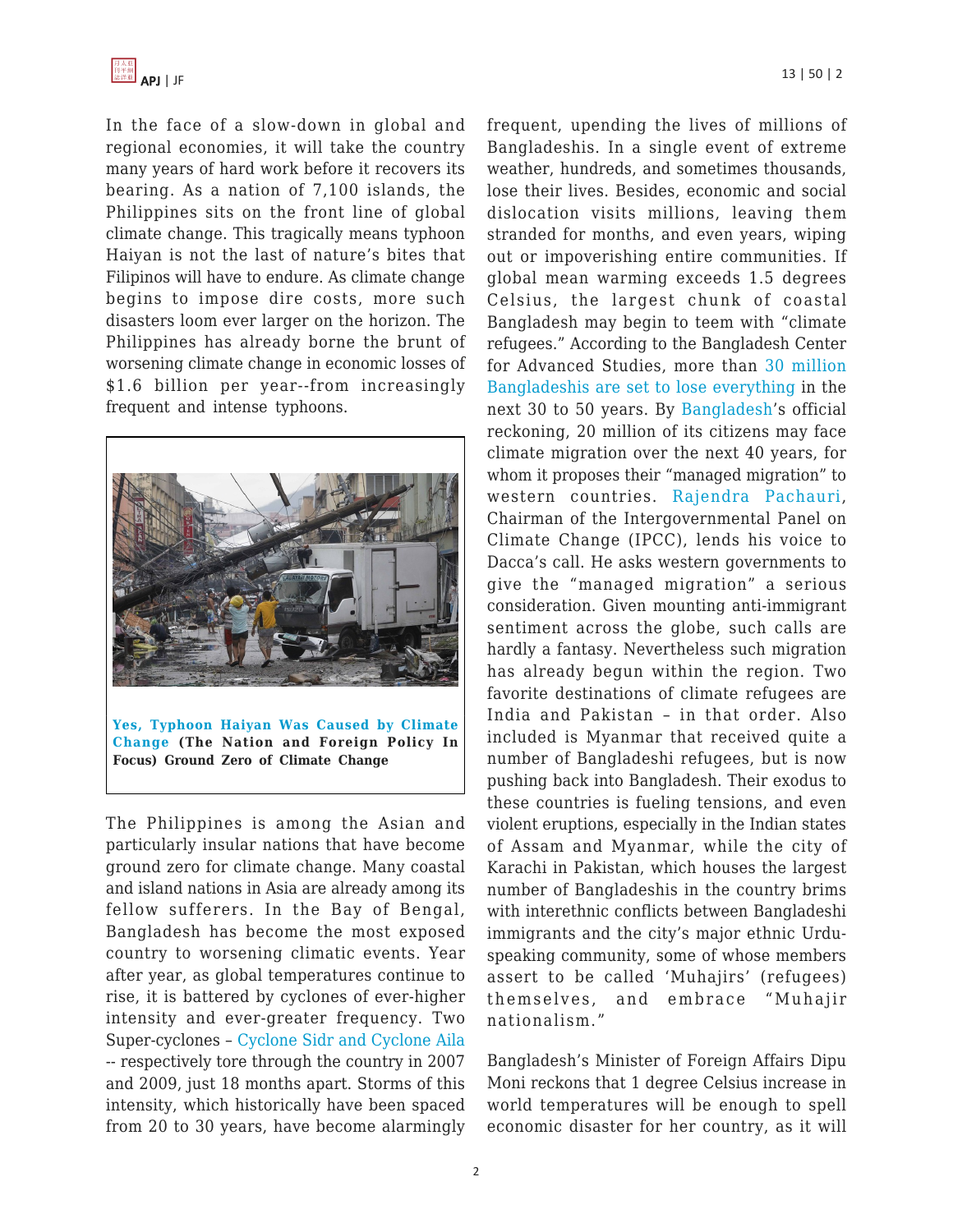In the face of a slow-down in global and regional economies, it will take the country many years of hard work before it recovers its bearing. As a nation of 7,100 islands, the Philippines sits on the front line of global climate change. This tragically means typhoon Haiyan is not the last of nature's bites that Filipinos will have to endure. As climate change begins to impose dire costs, more such disasters loom ever larger on the horizon. The Philippines has already borne the brunt of worsening climate change in economic losses of $1.6 billion per year--from increasingly frequent and intense typhoons.

**Yes, Typhoon Haiyan Was Caused by Climate Change (The Nation and Foreign Policy In Focus) Ground Zero of Climate Change**

The Philippines is among the Asian and particularly insular nations that have become ground zero for climate change. Many coastal and island nations in Asia are already among its fellow sufferers. In the Bay of Bengal, Bangladesh has become the most exposed country to worsening climatic events. Year after year, as global temperatures continue to rise, it is battered by cyclones of ever-higher intensity and ever-greater frequency. Two Super-cyclones – Cyclone Sidr and Cyclone Aila -- respectively tore through the country in 2007 and 2009, just 18 months apart. Storms of this intensity, which historically have been spaced from 20 to 30 years, have become alarmingly frequent, upending the lives of millions of Bangladeshis. In a single event of extreme weather, hundreds, and sometimes thousands, lose their lives. Besides, economic and social dislocation visits millions, leaving them stranded for months, and even years, wiping out or impoverishing entire communities. If global mean warming exceeds 1.5 degrees Celsius, the largest chunk of coastal Bangladesh may begin to teem with "climate refugees." According to the Bangladesh Center for Advanced Studies, more than 30 million Bangladeshis are set to lose everything in the next 30 to 50 years. By Bangladesh's official reckoning, 20 million of its citizens may face climate migration over the next 40 years, for whom it proposes their "managed migration" to western countries. Rajendra Pachauri, Chairman of the Intergovernmental Panel on Climate Change (IPCC), lends his voice to Dacca's call. He asks western governments to give the "managed migration" a serious consideration. Given mounting anti-immigrant sentiment across the globe, such calls are hardly a fantasy. Nevertheless such migration has already begun within the region. Two favorite destinations of climate refugees are India and Pakistan – in that order. Also included is Myanmar that received quite a number of Bangladeshi refugees, but is now pushing back into Bangladesh. Their exodus to these countries is fueling tensions, and even violent eruptions, especially in the Indian states of Assam and Myanmar, while the city of Karachi in Pakistan, which houses the largest number of Bangladeshis in the country brims with interethnic conflicts between Bangladeshi immigrants and the city's major ethnic Urdu-speaking community, some of whose members assert to be called 'Muhajirs' (refugees) themselves, and embrace "Muhajir nationalism."

Bangladesh's Minister of Foreign Affairs Dipu Moni reckons that 1 degree Celsius increase in world temperatures will be enough to spell economic disaster for her country, as it will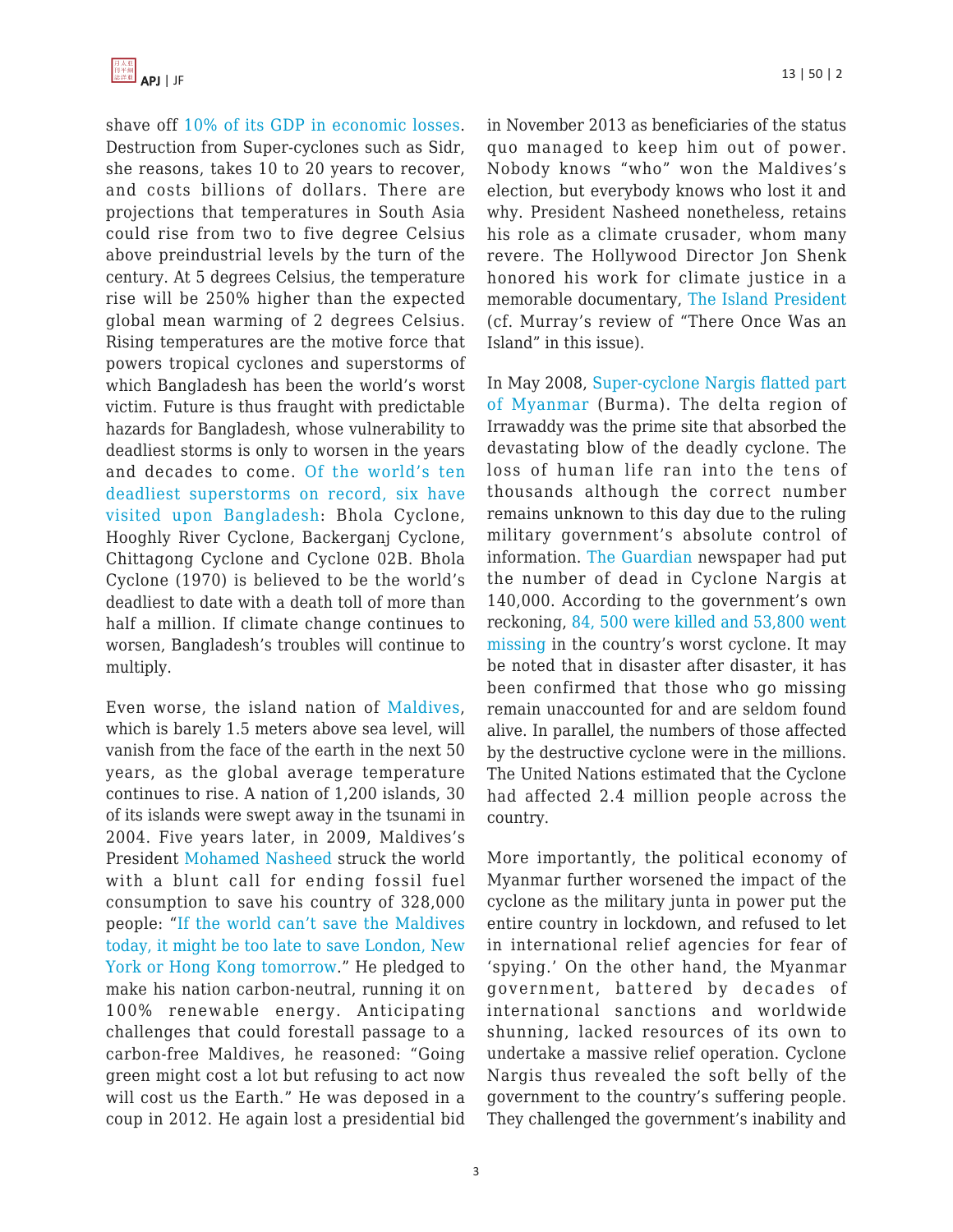shave off 10% of its GDP in economic losses. Destruction from Super-cyclones such as Sidr, she reasons, takes 10 to 20 years to recover, and costs billions of dollars. There are projections that temperatures in South Asia could rise from two to five degree Celsius above preindustrial levels by the turn of the century. At 5 degrees Celsius, the temperature rise will be 250% higher than the expected global mean warming of 2 degrees Celsius. Rising temperatures are the motive force that powers tropical cyclones and superstorms of which Bangladesh has been the world's worst victim. Future is thus fraught with predictable hazards for Bangladesh, whose vulnerability to deadliest storms is only to worsen in the years and decades to come. Of the world's ten deadliest superstorms on record, six have visited upon Bangladesh: Bhola Cyclone, Hooghly River Cyclone, Backerganj Cyclone, Chittagong Cyclone and Cyclone 02B. Bhola Cyclone (1970) is believed to be the world's deadliest to date with a death toll of more than half a million. If climate change continues to worsen, Bangladesh's troubles will continue to multiply.

Even worse, the island nation of Maldives, which is barely 1.5 meters above sea level, will vanish from the face of the earth in the next 50 years, as the global average temperature continues to rise. A nation of 1,200 islands, 30 of its islands were swept away in the tsunami in 2004. Five years later, in 2009, Maldives's President Mohamed Nasheed struck the world with a blunt call for ending fossil fuel consumption to save his country of 328,000 people: "If the world can't save the Maldives today, it might be too late to save London, New York or Hong Kong tomorrow." He pledged to make his nation carbon-neutral, running it on 100% renewable energy. Anticipating challenges that could forestall passage to a carbon-free Maldives, he reasoned: "Going green might cost a lot but refusing to act now will cost us the Earth." He was deposed in a coup in 2012. He again lost a presidential bid in November 2013 as beneficiaries of the status quo managed to keep him out of power. Nobody knows "who" won the Maldives's election, but everybody knows who lost it and why. President Nasheed nonetheless, retains his role as a climate crusader, whom many revere. The Hollywood Director Jon Shenk honored his work for climate justice in a memorable documentary, The Island President (cf. Murray's review of "There Once Was an Island" in this issue).

In May 2008, Super-cyclone Nargis flatted part of Myanmar (Burma). The delta region of Irrawaddy was the prime site that absorbed the devastating blow of the deadly cyclone. The loss of human life ran into the tens of thousands although the correct number remains unknown to this day due to the ruling military government's absolute control of information. The Guardian newspaper had put the number of dead in Cyclone Nargis at 140,000. According to the government's own reckoning, 84, 500 were killed and 53,800 went missing in the country's worst cyclone. It may be noted that in disaster after disaster, it has been confirmed that those who go missing remain unaccounted for and are seldom found alive. In parallel, the numbers of those affected by the destructive cyclone were in the millions. The United Nations estimated that the Cyclone had affected 2.4 million people across the country.

More importantly, the political economy of Myanmar further worsened the impact of the cyclone as the military junta in power put the entire country in lockdown, and refused to let in international relief agencies for fear of 'spying.' On the other hand, the Myanmar government, battered by decades of international sanctions and worldwide shunning, lacked resources of its own to undertake a massive relief operation. Cyclone Nargis thus revealed the soft belly of the government to the country's suffering people. They challenged the government's inability and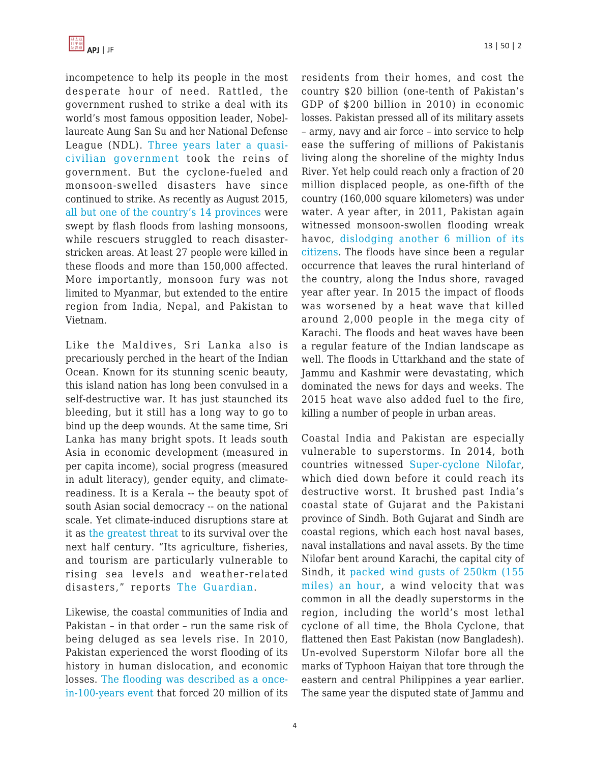incompetence to help its people in the most desperate hour of need. Rattled, the government rushed to strike a deal with its world's most famous opposition leader, Nobel-laureate Aung San Su and her National Defense League (NDL). Three years later a quasi-civilian government took the reins of government. But the cyclone-fueled and monsoon-swelled disasters have since continued to strike. As recently as August 2015, all but one of the country's 14 provinces were swept by flash floods from lashing monsoons, while rescuers struggled to reach disaster-stricken areas. At least 27 people were killed in these floods and more than 150,000 affected. More importantly, monsoon fury was not limited to Myanmar, but extended to the entire region from India, Nepal, and Pakistan to Vietnam.

Like the Maldives, Sri Lanka also is precariously perched in the heart of the Indian Ocean. Known for its stunning scenic beauty, this island nation has long been convulsed in a self-destructive war. It has just staunched its bleeding, but it still has a long way to go to bind up the deep wounds. At the same time, Sri Lanka has many bright spots. It leads south Asia in economic development (measured in per capita income), social progress (measured in adult literacy), gender equity, and climate-readiness. It is a Kerala -- the beauty spot of south Asian social democracy -- on the national scale. Yet climate-induced disruptions stare at it as the greatest threat to its survival over the next half century. "Its agriculture, fisheries, and tourism are particularly vulnerable to rising sea levels and weather-related disasters," reports The Guardian.

Likewise, the coastal communities of India and Pakistan – in that order – run the same risk of being deluged as sea levels rise. In 2010, Pakistan experienced the worst flooding of its history in human dislocation, and economic losses. The flooding was described as a once-in-100-years event that forced 20 million of its residents from their homes, and cost the country $20 billion (one-tenth of Pakistan's GDP of $200 billion in 2010) in economic losses. Pakistan pressed all of its military assets – army, navy and air force – into service to help ease the suffering of millions of Pakistanis living along the shoreline of the mighty Indus River. Yet help could reach only a fraction of 20 million displaced people, as one-fifth of the country (160,000 square kilometers) was under water. A year after, in 2011, Pakistan again witnessed monsoon-swollen flooding wreak havoc, dislodging another 6 million of its citizens. The floods have since been a regular occurrence that leaves the rural hinterland of the country, along the Indus shore, ravaged year after year. In 2015 the impact of floods was worsened by a heat wave that killed around 2,000 people in the mega city of Karachi. The floods and heat waves have been a regular feature of the Indian landscape as well. The floods in Uttarkhand and the state of Jammu and Kashmir were devastating, which dominated the news for days and weeks. The 2015 heat wave also added fuel to the fire, killing a number of people in urban areas.

Coastal India and Pakistan are especially vulnerable to superstorms. In 2014, both countries witnessed Super-cyclone Nilofar, which died down before it could reach its destructive worst. It brushed past India's coastal state of Gujarat and the Pakistani province of Sindh. Both Gujarat and Sindh are coastal regions, which each host naval bases, naval installations and naval assets. By the time Nilofar bent around Karachi, the capital city of Sindh, it packed wind gusts of 250km (155 miles) an hour, a wind velocity that was common in all the deadly superstorms in the region, including the world's most lethal cyclone of all time, the Bhola Cyclone, that flattened then East Pakistan (now Bangladesh). Un-evolved Superstorm Nilofar bore all the marks of Typhoon Haiyan that tore through the eastern and central Philippines a year earlier. The same year the disputed state of Jammu and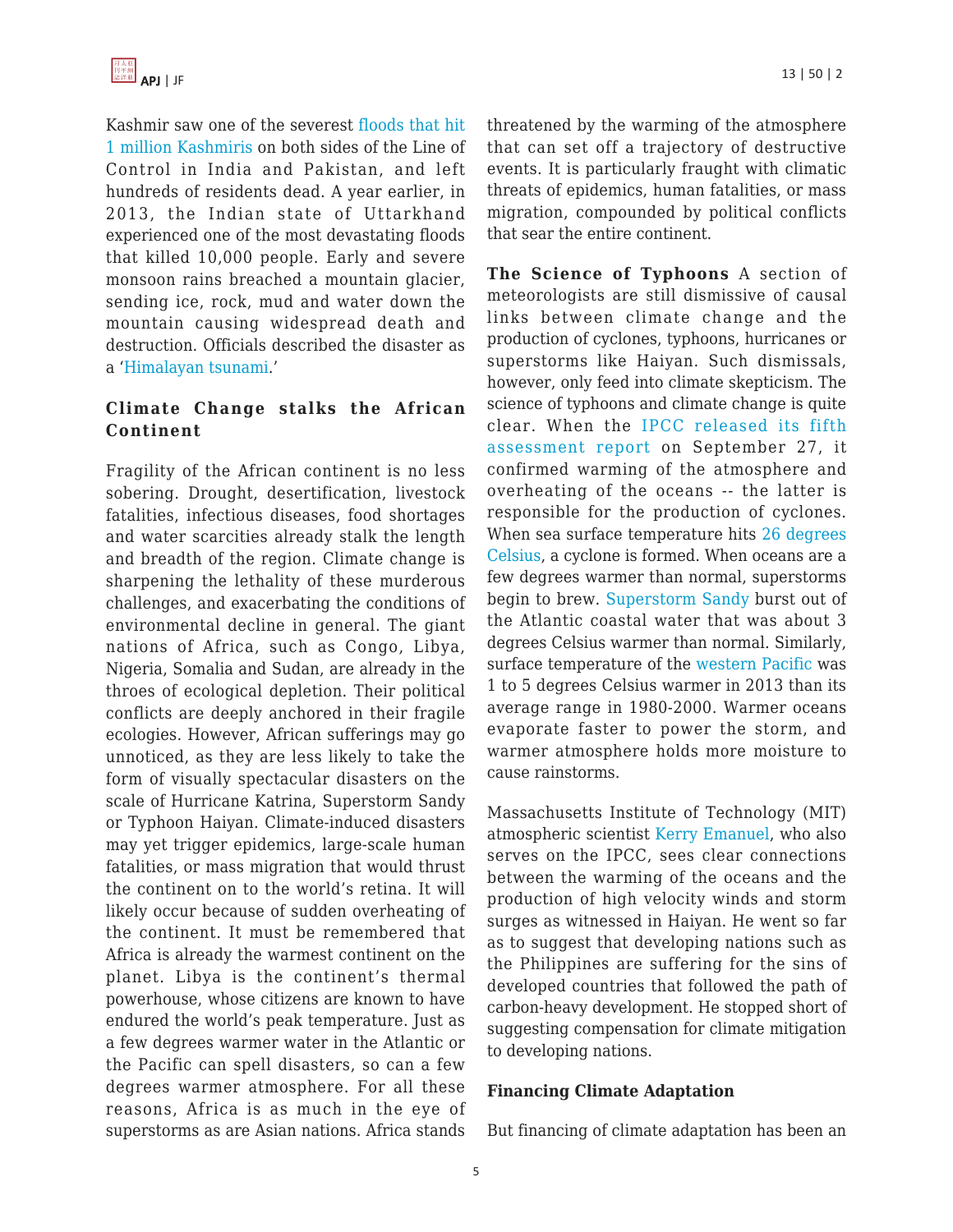Kashmir saw one of the severest floods that hit 1 million Kashmiris on both sides of the Line of Control in India and Pakistan, and left hundreds of residents dead. A year earlier, in 2013, the Indian state of Uttarkhand experienced one of the most devastating floods that killed 10,000 people. Early and severe monsoon rains breached a mountain glacier, sending ice, rock, mud and water down the mountain causing widespread death and destruction. Officials described the disaster as a 'Himalayan tsunami.'

## Climate Change stalks the African Continent

Fragility of the African continent is no less sobering. Drought, desertification, livestock fatalities, infectious diseases, food shortages and water scarcities already stalk the length and breadth of the region. Climate change is sharpening the lethality of these murderous challenges, and exacerbating the conditions of environmental decline in general. The giant nations of Africa, such as Congo, Libya, Nigeria, Somalia and Sudan, are already in the throes of ecological depletion. Their political conflicts are deeply anchored in their fragile ecologies. However, African sufferings may go unnoticed, as they are less likely to take the form of visually spectacular disasters on the scale of Hurricane Katrina, Superstorm Sandy or Typhoon Haiyan. Climate-induced disasters may yet trigger epidemics, large-scale human fatalities, or mass migration that would thrust the continent on to the world's retina. It will likely occur because of sudden overheating of the continent. It must be remembered that Africa is already the warmest continent on the planet. Libya is the continent's thermal powerhouse, whose citizens are known to have endured the world's peak temperature. Just as a few degrees warmer water in the Atlantic or the Pacific can spell disasters, so can a few degrees warmer atmosphere. For all these reasons, Africa is as much in the eye of superstorms as are Asian nations. Africa stands threatened by the warming of the atmosphere that can set off a trajectory of destructive events. It is particularly fraught with climatic threats of epidemics, human fatalities, or mass migration, compounded by political conflicts that sear the entire continent.

**The Science of Typhoons** A section of meteorologists are still dismissive of causal links between climate change and the production of cyclones, typhoons, hurricanes or superstorms like Haiyan. Such dismissals, however, only feed into climate skepticism. The science of typhoons and climate change is quite clear. When the IPCC released its fifth assessment report on September 27, it confirmed warming of the atmosphere and overheating of the oceans -- the latter is responsible for the production of cyclones. When sea surface temperature hits 26 degrees Celsius, a cyclone is formed. When oceans are a few degrees warmer than normal, superstorms begin to brew. Superstorm Sandy burst out of the Atlantic coastal water that was about 3 degrees Celsius warmer than normal. Similarly, surface temperature of the western Pacific was 1 to 5 degrees Celsius warmer in 2013 than its average range in 1980-2000. Warmer oceans evaporate faster to power the storm, and warmer atmosphere holds more moisture to cause rainstorms.

Massachusetts Institute of Technology (MIT) atmospheric scientist Kerry Emanuel, who also serves on the IPCC, sees clear connections between the warming of the oceans and the production of high velocity winds and storm surges as witnessed in Haiyan. He went so far as to suggest that developing nations such as the Philippines are suffering for the sins of developed countries that followed the path of carbon-heavy development. He stopped short of suggesting compensation for climate mitigation to developing nations.

## Financing Climate Adaptation

But financing of climate adaptation has been an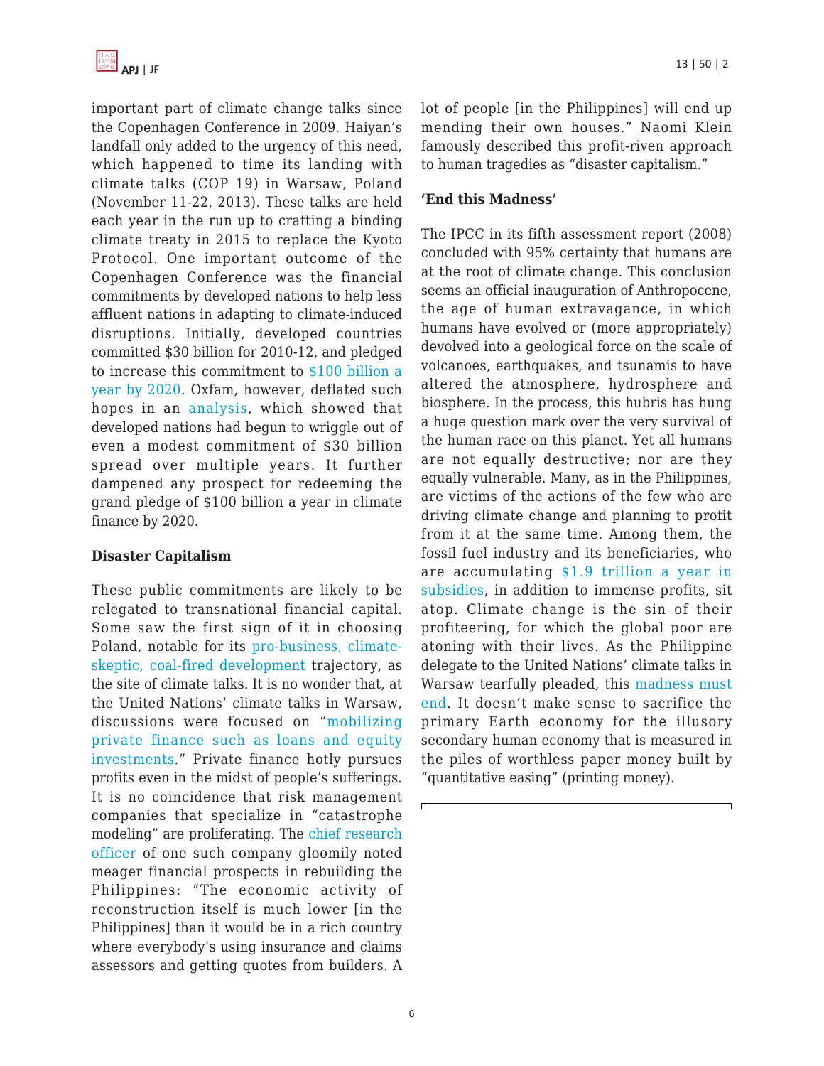important part of climate change talks since the Copenhagen Conference in 2009. Haiyan's landfall only added to the urgency of this need, which happened to time its landing with climate talks (COP 19) in Warsaw, Poland (November 11-22, 2013). These talks are held each year in the run up to crafting a binding climate treaty in 2015 to replace the Kyoto Protocol. One important outcome of the Copenhagen Conference was the financial commitments by developed nations to help less affluent nations in adapting to climate-induced disruptions. Initially, developed countries committed $30 billion for 2010-12, and pledged to increase this commitment to $100 billion a year by 2020. Oxfam, however, deflated such hopes in an analysis, which showed that developed nations had begun to wriggle out of even a modest commitment of $30 billion spread over multiple years. It further dampened any prospect for redeeming the grand pledge of $100 billion a year in climate finance by 2020.

**Disaster Capitalism**

These public commitments are likely to be relegated to transnational financial capital. Some saw the first sign of it in choosing Poland, notable for its pro-business, climate-skeptic, coal-fired development trajectory, as the site of climate talks. It is no wonder that, at the United Nations' climate talks in Warsaw, discussions were focused on "mobilizing private finance such as loans and equity investments." Private finance hotly pursues profits even in the midst of people's sufferings. It is no coincidence that risk management companies that specialize in "catastrophe modeling" are proliferating. The chief research officer of one such company gloomily noted meager financial prospects in rebuilding the Philippines: "The economic activity of reconstruction itself is much lower [in the Philippines] than it would be in a rich country where everybody's using insurance and claims assessors and getting quotes from builders. A lot of people [in the Philippines] will end up mending their own houses." Naomi Klein famously described this profit-riven approach to human tragedies as "disaster capitalism."

**'End this Madness'**

The IPCC in its fifth assessment report (2008) concluded with 95% certainty that humans are at the root of climate change. This conclusion seems an official inauguration of Anthropocene, the age of human extravagance, in which humans have evolved or (more appropriately) devolved into a geological force on the scale of volcanoes, earthquakes, and tsunamis to have altered the atmosphere, hydrosphere and biosphere. In the process, this hubris has hung a huge question mark over the very survival of the human race on this planet. Yet all humans are not equally destructive; nor are they equally vulnerable. Many, as in the Philippines, are victims of the actions of the few who are driving climate change and planning to profit from it at the same time. Among them, the fossil fuel industry and its beneficiaries, who are accumulating $1.9 trillion a year in subsidies, in addition to immense profits, sit atop. Climate change is the sin of their profiteering, for which the global poor are atoning with their lives. As the Philippine delegate to the United Nations' climate talks in Warsaw tearfully pleaded, this madness must end. It doesn't make sense to sacrifice the primary Earth economy for the illusory secondary human economy that is measured in the piles of worthless paper money built by "quantitative easing" (printing money).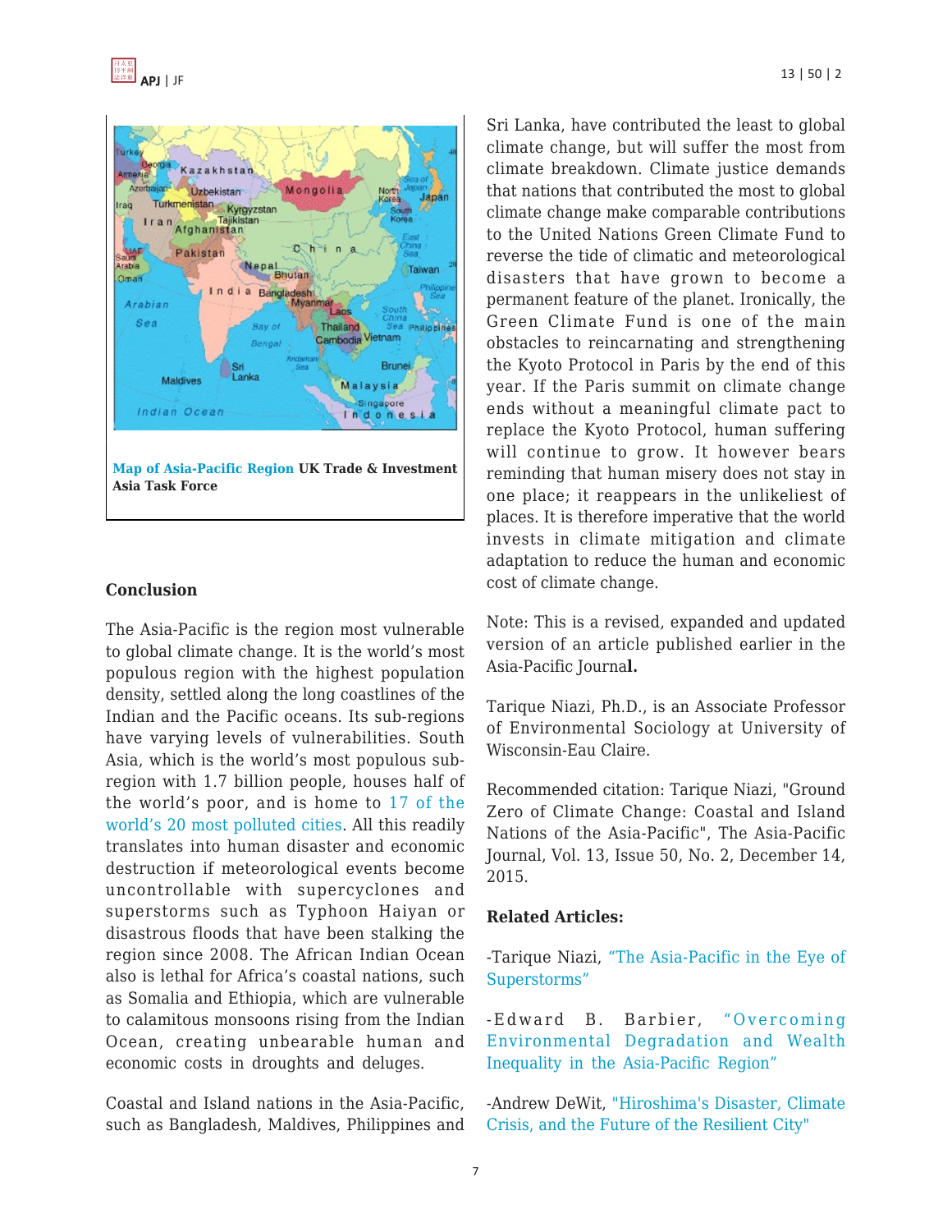Map of Asia-Pacific Region **UK Trade & Investment Asia Task Force**

### Conclusion

The Asia-Pacific is the region most vulnerable to global climate change. It is the world's most populous region with the highest population density, settled along the long coastlines of the Indian and the Pacific oceans. Its sub-regions have varying levels of vulnerabilities. South Asia, which is the world's most populous sub-region with 1.7 billion people, houses half of the world's poor, and is home to 17 of the world's 20 most polluted cities. All this readily translates into human disaster and economic destruction if meteorological events become uncontrollable with supercyclones and superstorms such as Typhoon Haiyan or disastrous floods that have been stalking the region since 2008. The African Indian Ocean also is lethal for Africa's coastal nations, such as Somalia and Ethiopia, which are vulnerable to calamitous monsoons rising from the Indian Ocean, creating unbearable human and economic costs in droughts and deluges.

Coastal and Island nations in the Asia-Pacific, such as Bangladesh, Maldives, Philippines and Sri Lanka, have contributed the least to global climate change, but will suffer the most from climate breakdown. Climate justice demands that nations that contributed the most to global climate change make comparable contributions to the United Nations Green Climate Fund to reverse the tide of climatic and meteorological disasters that have grown to become a permanent feature of the planet. Ironically, the Green Climate Fund is one of the main obstacles to reincarnating and strengthening the Kyoto Protocol in Paris by the end of this year. If the Paris summit on climate change ends without a meaningful climate pact to replace the Kyoto Protocol, human suffering will continue to grow. It however bears reminding that human misery does not stay in one place; it reappears in the unlikeliest of places. It is therefore imperative that the world invests in climate mitigation and climate adaptation to reduce the human and economic cost of climate change.

Note: This is a revised, expanded and updated version of an article published earlier in the Asia-Pacific Journal.

Tarique Niazi, Ph.D., is an Associate Professor of Environmental Sociology at University of Wisconsin-Eau Claire.

Recommended citation: Tarique Niazi, "Ground Zero of Climate Change: Coastal and Island Nations of the Asia-Pacific", The Asia-Pacific Journal, Vol. 13, Issue 50, No. 2, December 14, 2015.

**Related Articles:**

-Tarique Niazi, "The Asia-Pacific in the Eye of Superstorms"

-Edward B. Barbier, "Overcoming Environmental Degradation and Wealth Inequality in the Asia-Pacific Region"

-Andrew DeWit, "Hiroshima's Disaster, Climate Crisis, and the Future of the Resilient City"